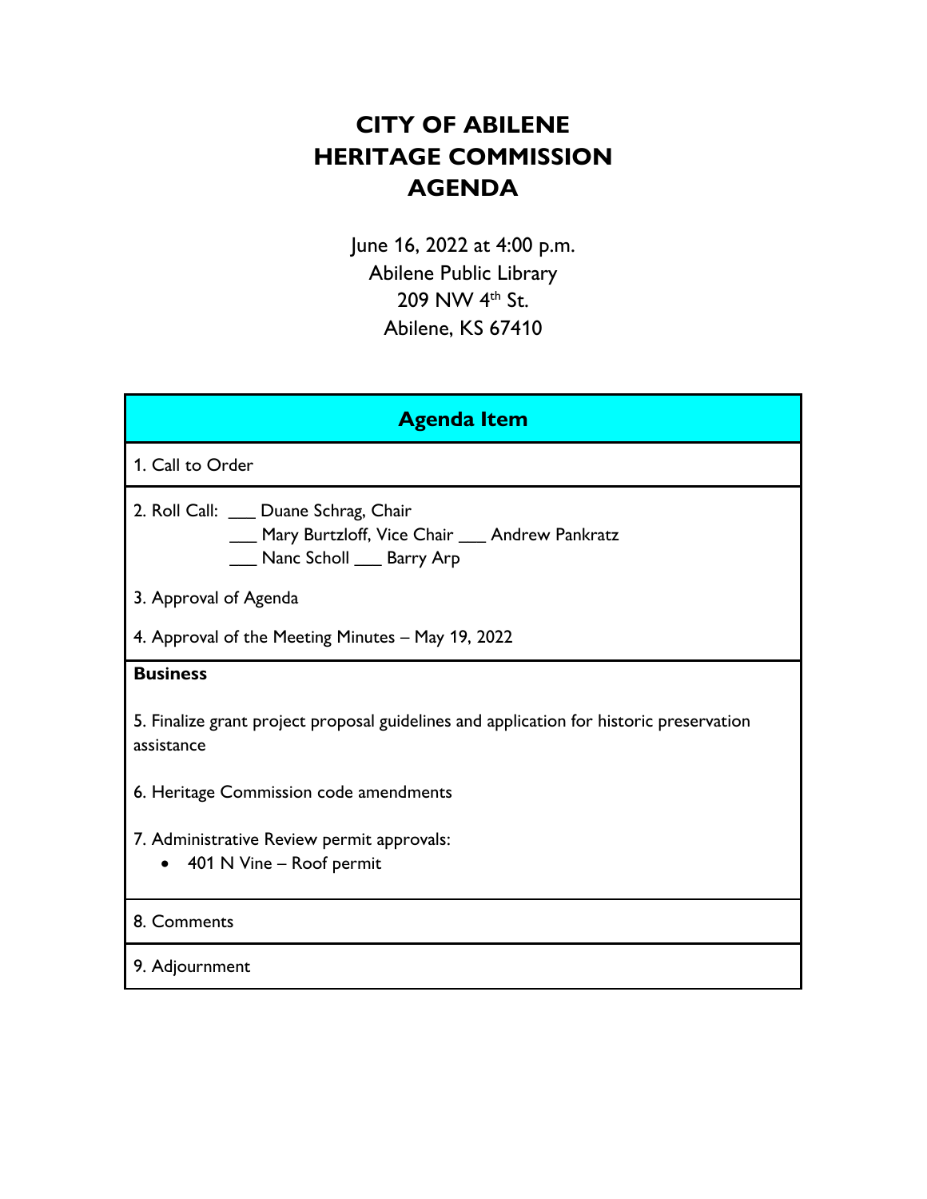# CITY OF ABILENE
# HERITAGE COMMISSION
# AGENDA

June 16, 2022 at 4:00 p.m.
Abilene Public Library
209 NW 4th St.
Abilene, KS 67410

| Agenda Item |
| --- |
| 1. Call to Order |
| 2. Roll Call: ___ Duane Schrag, Chair<br>___ Mary Burtzloff, Vice Chair ___ Andrew Pankratz<br>___ Nanc Scholl ___ Barry Arp<br><br>3. Approval of Agenda<br><br>4. Approval of the Meeting Minutes – May 19, 2022 |
| **Business**<br><br>5. Finalize grant project proposal guidelines and application for historic preservation assistance<br><br>6. Heritage Commission code amendments<br><br>7. Administrative Review permit approvals:<br>• 401 N Vine – Roof permit |
| 8. Comments |
| 9. Adjournment |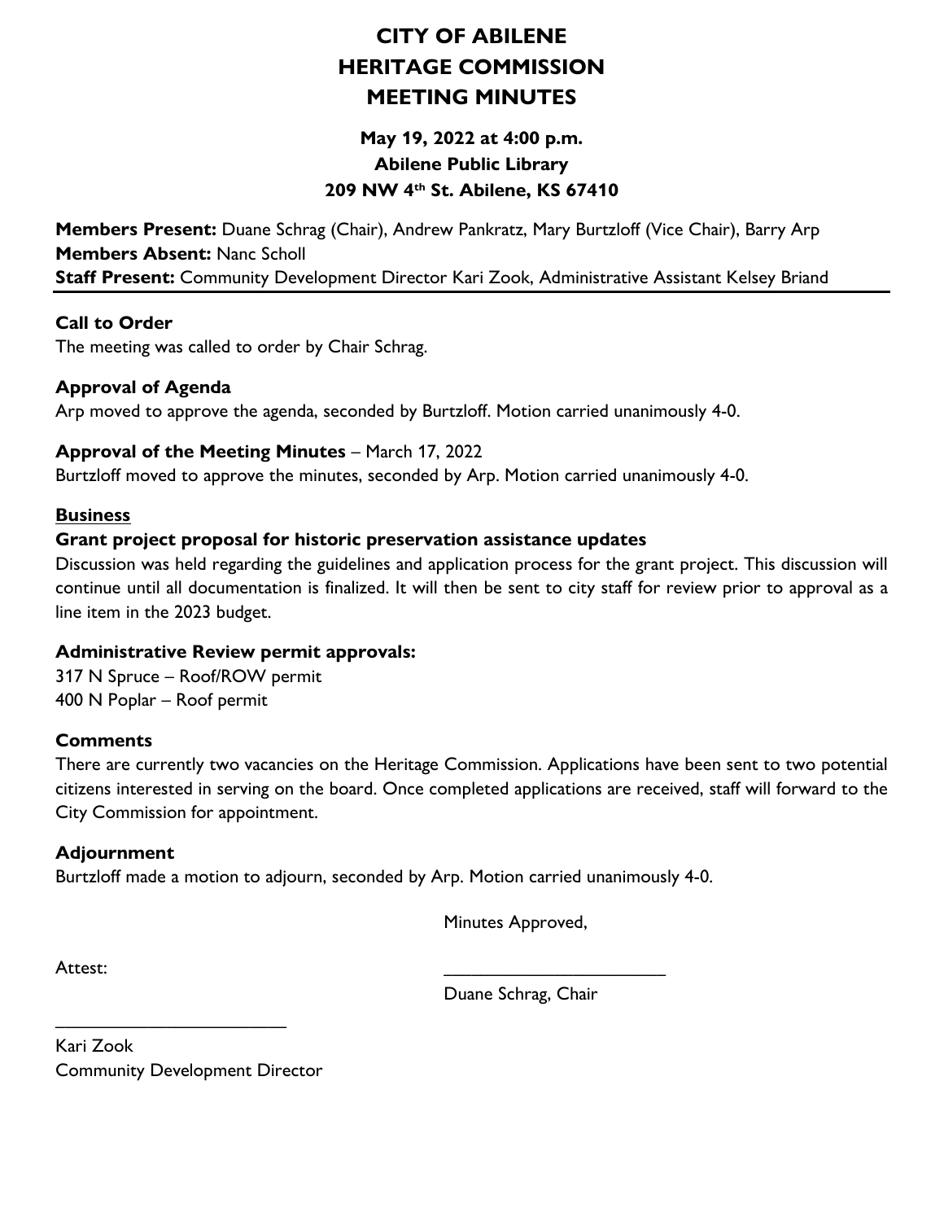# CITY OF ABILENE
# HERITAGE COMMISSION
# MEETING MINUTES

### May 19, 2022 at 4:00 p.m.
### Abilene Public Library
### 209 NW 4th St. Abilene, KS 67410

**Members Present:** Duane Schrag (Chair), Andrew Pankratz, Mary Burtzloff (Vice Chair), Barry Arp
**Members Absent:** Nanc Scholl
**Staff Present:** Community Development Director Kari Zook, Administrative Assistant Kelsey Briand

---

**Call to Order**
The meeting was called to order by Chair Schrag.

**Approval of Agenda**
Arp moved to approve the agenda, seconded by Burtzloff. Motion carried unanimously 4-0.

**Approval of the Meeting Minutes** – March 17, 2022
Burtzloff moved to approve the minutes, seconded by Arp. Motion carried unanimously 4-0.

**Business**

**Grant project proposal for historic preservation assistance updates**
Discussion was held regarding the guidelines and application process for the grant project. This discussion will continue until all documentation is finalized. It will then be sent to city staff for review prior to approval as a line item in the 2023 budget.

**Administrative Review permit approvals:**
317 N Spruce – Roof/ROW permit
400 N Poplar – Roof permit

**Comments**
There are currently two vacancies on the Heritage Commission. Applications have been sent to two potential citizens interested in serving on the board. Once completed applications are received, staff will forward to the City Commission for appointment.

**Adjournment**
Burtzloff made a motion to adjourn, seconded by Arp. Motion carried unanimously 4-0.

Minutes Approved,

Attest:

_______________________
Duane Schrag, Chair

_______________________
Kari Zook
Community Development Director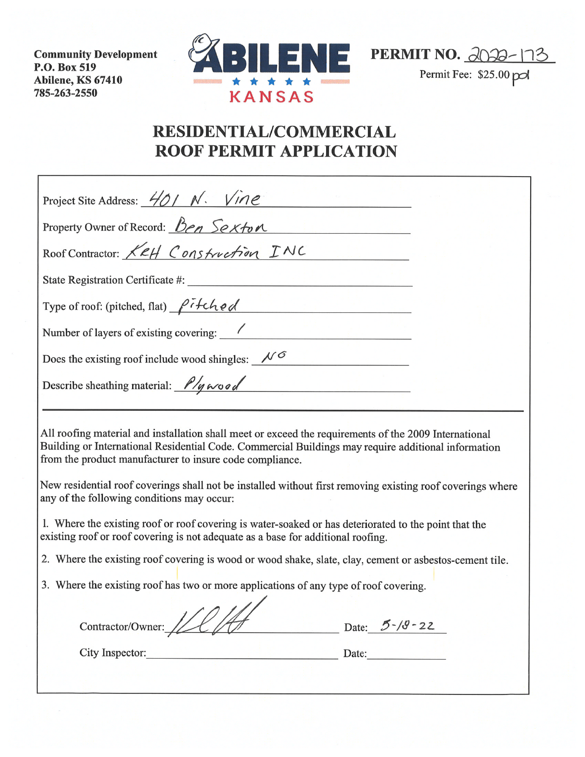Community Development
P.O. Box 519
Abilene, KS 67410
785-263-2550

ABILENE
KANSAS

**PERMIT NO.** 2022-173

Permit Fee: $25.00 pd

# RESIDENTIAL/COMMERCIAL ROOF PERMIT APPLICATION

Project Site Address: 401 N. Vine

Property Owner of Record: Ben Sexton

Roof Contractor: KEH Construction INC

State Registration Certificate #: ______________________

Type of roof: (pitched, flat) Pitched

Number of layers of existing covering: 1

Does the existing roof include wood shingles: NO

Describe sheathing material: Plywood

---

All roofing material and installation shall meet or exceed the requirements of the 2009 International Building or International Residential Code. Commercial Buildings may require additional information from the product manufacturer to insure code compliance.

New residential roof coverings shall not be installed without first removing existing roof coverings where any of the following conditions may occur:

1. Where the existing roof or roof covering is water-soaked or has deteriorated to the point that the existing roof or roof covering is not adequate as a base for additional roofing.
2. Where the existing roof covering is wood or wood shake, slate, clay, cement or asbestos-cement tile.
3. Where the existing roof has two or more applications of any type of roof covering.

Contractor/Owner: [signature] Date: 5-18-22

City Inspector: ______________________ Date: ____________